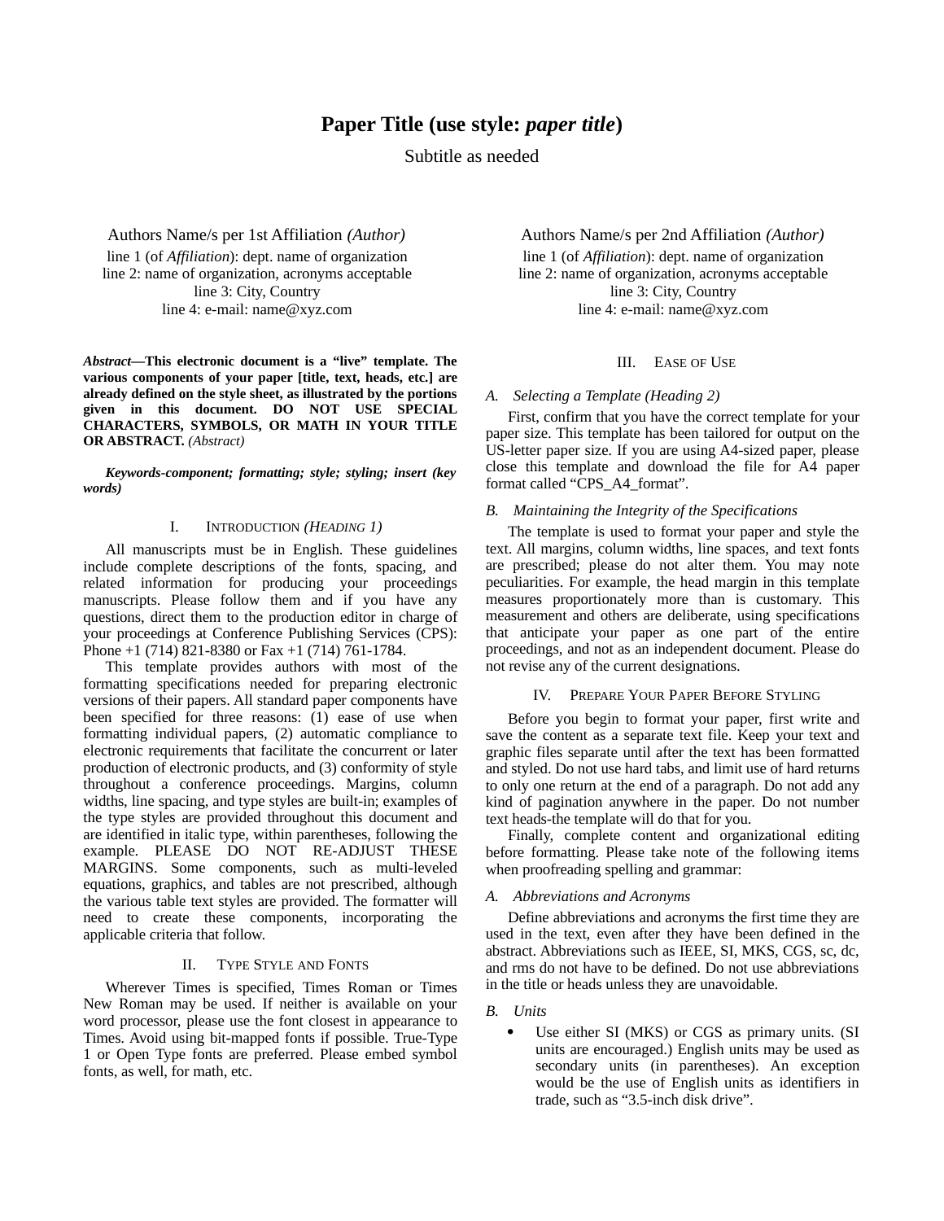# Paper Title (use style: *paper title*)

Subtitle as needed

Authors Name/s per 1st Affiliation *(Author)*
line 1 (of *Affiliation*): dept. name of organization
line 2: name of organization, acronyms acceptable
line 3: City, Country
line 4: e-mail: name@xyz.com

Authors Name/s per 2nd Affiliation *(Author)*
line 1 (of *Affiliation*): dept. name of organization
line 2: name of organization, acronyms acceptable
line 3: City, Country
line 4: e-mail: name@xyz.com

***Abstract*—This electronic document is a "live" template. The various components of your paper [title, text, heads, etc.] are already defined on the style sheet, as illustrated by the portions given in this document. DO NOT USE SPECIAL CHARACTERS, SYMBOLS, OR MATH IN YOUR TITLE OR ABSTRACT.** *(Abstract)*

***Keywords-component; formatting; style; styling; insert (key words)***

## I. Introduction *(Heading 1)*

All manuscripts must be in English. These guidelines include complete descriptions of the fonts, spacing, and related information for producing your proceedings manuscripts. Please follow them and if you have any questions, direct them to the production editor in charge of your proceedings at Conference Publishing Services (CPS): Phone +1 (714) 821-8380 or Fax +1 (714) 761-1784.

This template provides authors with most of the formatting specifications needed for preparing electronic versions of their papers. All standard paper components have been specified for three reasons: (1) ease of use when formatting individual papers, (2) automatic compliance to electronic requirements that facilitate the concurrent or later production of electronic products, and (3) conformity of style throughout a conference proceedings. Margins, column widths, line spacing, and type styles are built-in; examples of the type styles are provided throughout this document and are identified in italic type, within parentheses, following the example. PLEASE DO NOT RE-ADJUST THESE MARGINS. Some components, such as multi-leveled equations, graphics, and tables are not prescribed, although the various table text styles are provided. The formatter will need to create these components, incorporating the applicable criteria that follow.

## II. Type Style and Fonts

Wherever Times is specified, Times Roman or Times New Roman may be used. If neither is available on your word processor, please use the font closest in appearance to Times. Avoid using bit-mapped fonts if possible. True-Type 1 or Open Type fonts are preferred. Please embed symbol fonts, as well, for math, etc.

## III. Ease of Use

### *A. Selecting a Template (Heading 2)*

First, confirm that you have the correct template for your paper size. This template has been tailored for output on the US-letter paper size. If you are using A4-sized paper, please close this template and download the file for A4 paper format called "CPS_A4_format".

### *B. Maintaining the Integrity of the Specifications*

The template is used to format your paper and style the text. All margins, column widths, line spaces, and text fonts are prescribed; please do not alter them. You may note peculiarities. For example, the head margin in this template measures proportionately more than is customary. This measurement and others are deliberate, using specifications that anticipate your paper as one part of the entire proceedings, and not as an independent document. Please do not revise any of the current designations.

## IV. Prepare Your Paper Before Styling

Before you begin to format your paper, first write and save the content as a separate text file. Keep your text and graphic files separate until after the text has been formatted and styled. Do not use hard tabs, and limit use of hard returns to only one return at the end of a paragraph. Do not add any kind of pagination anywhere in the paper. Do not number text heads-the template will do that for you.

Finally, complete content and organizational editing before formatting. Please take note of the following items when proofreading spelling and grammar:

### *A. Abbreviations and Acronyms*

Define abbreviations and acronyms the first time they are used in the text, even after they have been defined in the abstract. Abbreviations such as IEEE, SI, MKS, CGS, sc, dc, and rms do not have to be defined. Do not use abbreviations in the title or heads unless they are unavoidable.

### *B. Units*

- Use either SI (MKS) or CGS as primary units. (SI units are encouraged.) English units may be used as secondary units (in parentheses). An exception would be the use of English units as identifiers in trade, such as "3.5-inch disk drive".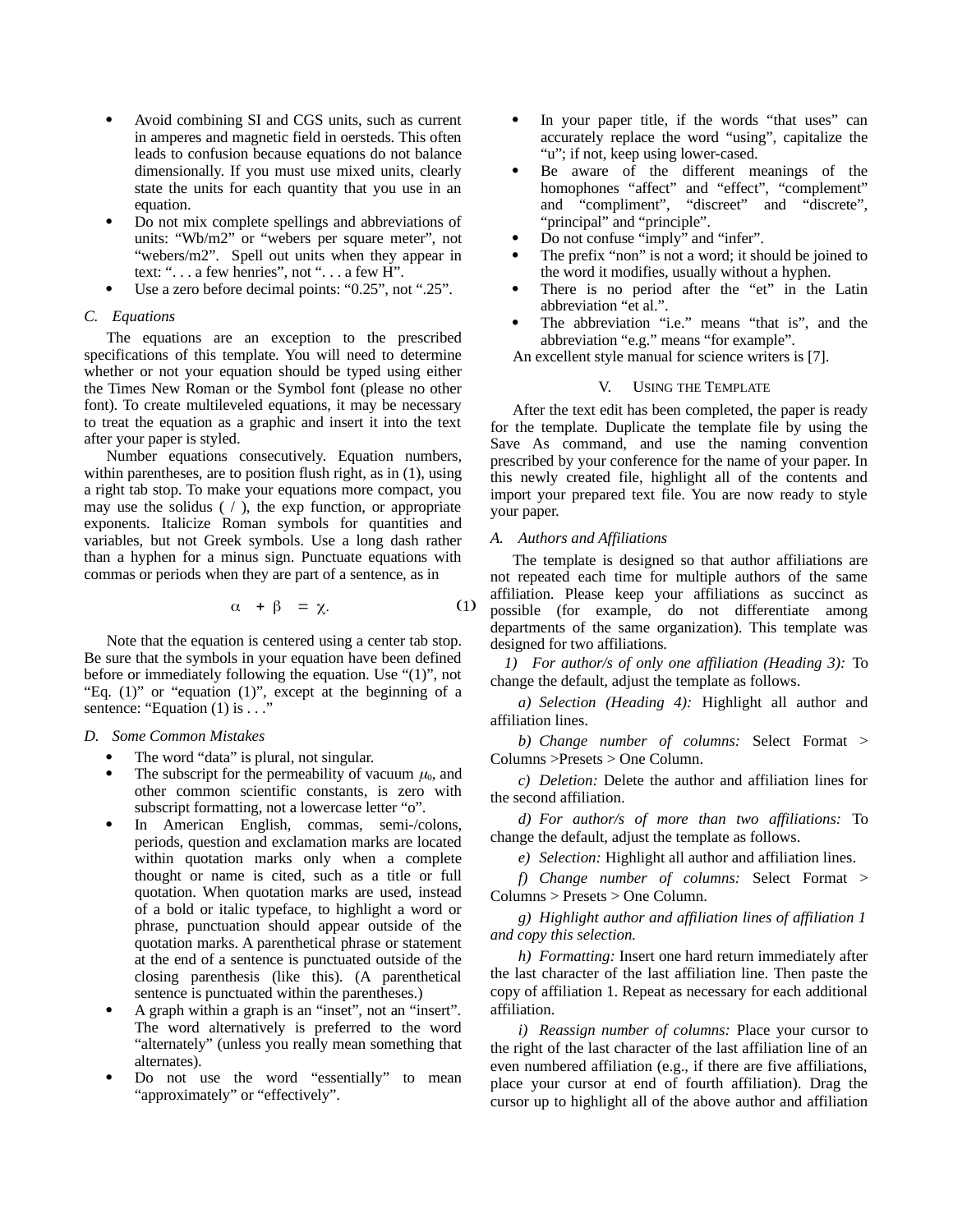- Avoid combining SI and CGS units, such as current in amperes and magnetic field in oersteds. This often leads to confusion because equations do not balance dimensionally. If you must use mixed units, clearly state the units for each quantity that you use in an equation.
- Do not mix complete spellings and abbreviations of units: "Wb/m2" or "webers per square meter", not "webers/m2". Spell out units when they appear in text: ". . . a few henries", not ". . . a few H".
- Use a zero before decimal points: "0.25", not ".25".

### C. Equations

The equations are an exception to the prescribed specifications of this template. You will need to determine whether or not your equation should be typed using either the Times New Roman or the Symbol font (please no other font). To create multileveled equations, it may be necessary to treat the equation as a graphic and insert it into the text after your paper is styled.

Number equations consecutively. Equation numbers, within parentheses, are to position flush right, as in (1), using a right tab stop. To make your equations more compact, you may use the solidus ( / ), the exp function, or appropriate exponents. Italicize Roman symbols for quantities and variables, but not Greek symbols. Use a long dash rather than a hyphen for a minus sign. Punctuate equations with commas or periods when they are part of a sentence, as in

$$\alpha + \beta = \chi. \tag{1}$$

Note that the equation is centered using a center tab stop. Be sure that the symbols in your equation have been defined before or immediately following the equation. Use "(1)", not "Eq. (1)" or "equation (1)", except at the beginning of a sentence: "Equation (1) is . . ."

### D. Some Common Mistakes

- The word "data" is plural, not singular.
- The subscript for the permeability of vacuum $\mu_0$, and other common scientific constants, is zero with subscript formatting, not a lowercase letter "o".
- In American English, commas, semi-/colons, periods, question and exclamation marks are located within quotation marks only when a complete thought or name is cited, such as a title or full quotation. When quotation marks are used, instead of a bold or italic typeface, to highlight a word or phrase, punctuation should appear outside of the quotation marks. A parenthetical phrase or statement at the end of a sentence is punctuated outside of the closing parenthesis (like this). (A parenthetical sentence is punctuated within the parentheses.)
- A graph within a graph is an "inset", not an "insert". The word alternatively is preferred to the word "alternately" (unless you really mean something that alternates).
- Do not use the word "essentially" to mean "approximately" or "effectively".
- In your paper title, if the words "that uses" can accurately replace the word "using", capitalize the "u"; if not, keep using lower-cased.
- Be aware of the different meanings of the homophones "affect" and "effect", "complement" and "compliment", "discreet" and "discrete", "principal" and "principle".
- Do not confuse "imply" and "infer".
- The prefix "non" is not a word; it should be joined to the word it modifies, usually without a hyphen.
- There is no period after the "et" in the Latin abbreviation "et al.".
- The abbreviation "i.e." means "that is", and the abbreviation "e.g." means "for example".

An excellent style manual for science writers is [7].

## V. Using the Template

After the text edit has been completed, the paper is ready for the template. Duplicate the template file by using the Save As command, and use the naming convention prescribed by your conference for the name of your paper. In this newly created file, highlight all of the contents and import your prepared text file. You are now ready to style your paper.

### A. Authors and Affiliations

The template is designed so that author affiliations are not repeated each time for multiple authors of the same affiliation. Please keep your affiliations as succinct as possible (for example, do not differentiate among departments of the same organization). This template was designed for two affiliations.

*1) For author/s of only one affiliation (Heading 3):* To change the default, adjust the template as follows.

*a) Selection (Heading 4):* Highlight all author and affiliation lines.

*b) Change number of columns:* Select Format > Columns >Presets > One Column.

*c) Deletion:* Delete the author and affiliation lines for the second affiliation.

*d) For author/s of more than two affiliations:* To change the default, adjust the template as follows.

*e) Selection:* Highlight all author and affiliation lines.

*f) Change number of columns:* Select Format > Columns > Presets > One Column.

*g) Highlight author and affiliation lines of affiliation 1 and copy this selection.*

*h) Formatting:* Insert one hard return immediately after the last character of the last affiliation line. Then paste the copy of affiliation 1. Repeat as necessary for each additional affiliation.

*i) Reassign number of columns:* Place your cursor to the right of the last character of the last affiliation line of an even numbered affiliation (e.g., if there are five affiliations, place your cursor at end of fourth affiliation). Drag the cursor up to highlight all of the above author and affiliation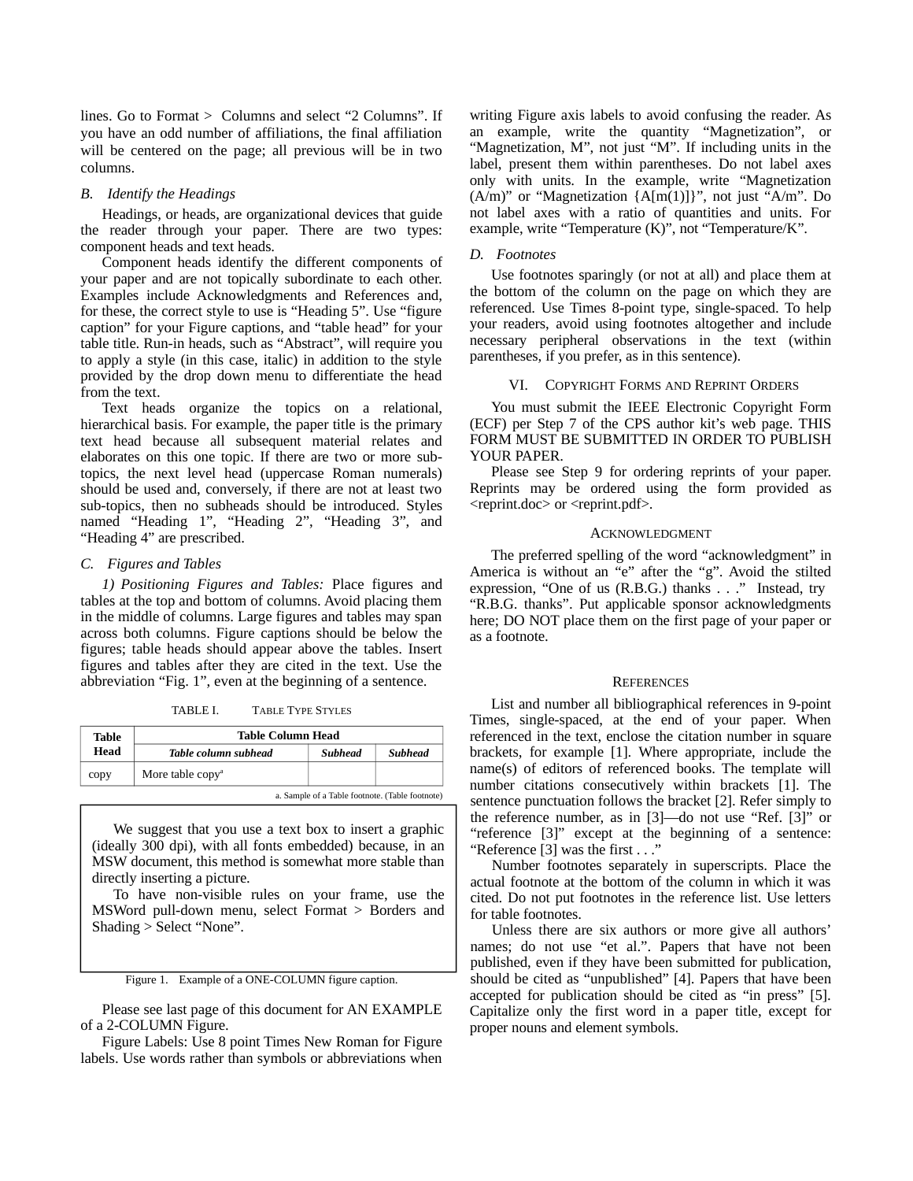lines. Go to Format > Columns and select "2 Columns". If you have an odd number of affiliations, the final affiliation will be centered on the page; all previous will be in two columns.

### *B. Identify the Headings*

Headings, or heads, are organizational devices that guide the reader through your paper. There are two types: component heads and text heads.

Component heads identify the different components of your paper and are not topically subordinate to each other. Examples include Acknowledgments and References and, for these, the correct style to use is "Heading 5". Use "figure caption" for your Figure captions, and "table head" for your table title. Run-in heads, such as "Abstract", will require you to apply a style (in this case, italic) in addition to the style provided by the drop down menu to differentiate the head from the text.

Text heads organize the topics on a relational, hierarchical basis. For example, the paper title is the primary text head because all subsequent material relates and elaborates on this one topic. If there are two or more sub-topics, the next level head (uppercase Roman numerals) should be used and, conversely, if there are not at least two sub-topics, then no subheads should be introduced. Styles named "Heading 1", "Heading 2", "Heading 3", and "Heading 4" are prescribed.

### *C. Figures and Tables*

*1) Positioning Figures and Tables:* Place figures and tables at the top and bottom of columns. Avoid placing them in the middle of columns. Large figures and tables may span across both columns. Figure captions should be below the figures; table heads should appear above the tables. Insert figures and tables after they are cited in the text. Use the abbreviation "Fig. 1", even at the beginning of a sentence.

TABLE I. TABLE TYPE STYLES

| **Table Head** | **Table Column Head** | | |
|---|---|---|---|
| | ***Table column subhead*** | ***Subhead*** | ***Subhead*** |
| copy | More table copy[a] | | |

a. Sample of a Table footnote. (Table footnote)

We suggest that you use a text box to insert a graphic (ideally 300 dpi), with all fonts embedded) because, in an MSW document, this method is somewhat more stable than directly inserting a picture.

To have non-visible rules on your frame, use the MSWord pull-down menu, select Format > Borders and Shading > Select "None".

Figure 1. Example of a ONE-COLUMN figure caption.

Please see last page of this document for AN EXAMPLE of a 2-COLUMN Figure.

Figure Labels: Use 8 point Times New Roman for Figure labels. Use words rather than symbols or abbreviations when writing Figure axis labels to avoid confusing the reader. As an example, write the quantity "Magnetization", or "Magnetization, M", not just "M". If including units in the label, present them within parentheses. Do not label axes only with units. In the example, write "Magnetization (A/m)" or "Magnetization {A[m(1)]}", not just "A/m". Do not label axes with a ratio of quantities and units. For example, write "Temperature (K)", not "Temperature/K".

### *D. Footnotes*

Use footnotes sparingly (or not at all) and place them at the bottom of the column on the page on which they are referenced. Use Times 8-point type, single-spaced. To help your readers, avoid using footnotes altogether and include necessary peripheral observations in the text (within parentheses, if you prefer, as in this sentence).

## VI. COPYRIGHT FORMS AND REPRINT ORDERS

You must submit the IEEE Electronic Copyright Form (ECF) per Step 7 of the CPS author kit's web page. THIS FORM MUST BE SUBMITTED IN ORDER TO PUBLISH YOUR PAPER.

Please see Step 9 for ordering reprints of your paper. Reprints may be ordered using the form provided as <reprint.doc> or <reprint.pdf>.

## ACKNOWLEDGMENT

The preferred spelling of the word "acknowledgment" in America is without an "e" after the "g". Avoid the stilted expression, "One of us (R.B.G.) thanks . . ." Instead, try "R.B.G. thanks". Put applicable sponsor acknowledgments here; DO NOT place them on the first page of your paper or as a footnote.

## REFERENCES

List and number all bibliographical references in 9-point Times, single-spaced, at the end of your paper. When referenced in the text, enclose the citation number in square brackets, for example [1]. Where appropriate, include the name(s) of editors of referenced books. The template will number citations consecutively within brackets [1]. The sentence punctuation follows the bracket [2]. Refer simply to the reference number, as in [3]—do not use "Ref. [3]" or "reference [3]" except at the beginning of a sentence: "Reference [3] was the first . . ."

Number footnotes separately in superscripts. Place the actual footnote at the bottom of the column in which it was cited. Do not put footnotes in the reference list. Use letters for table footnotes.

Unless there are six authors or more give all authors' names; do not use "et al.". Papers that have not been published, even if they have been submitted for publication, should be cited as "unpublished" [4]. Papers that have been accepted for publication should be cited as "in press" [5]. Capitalize only the first word in a paper title, except for proper nouns and element symbols.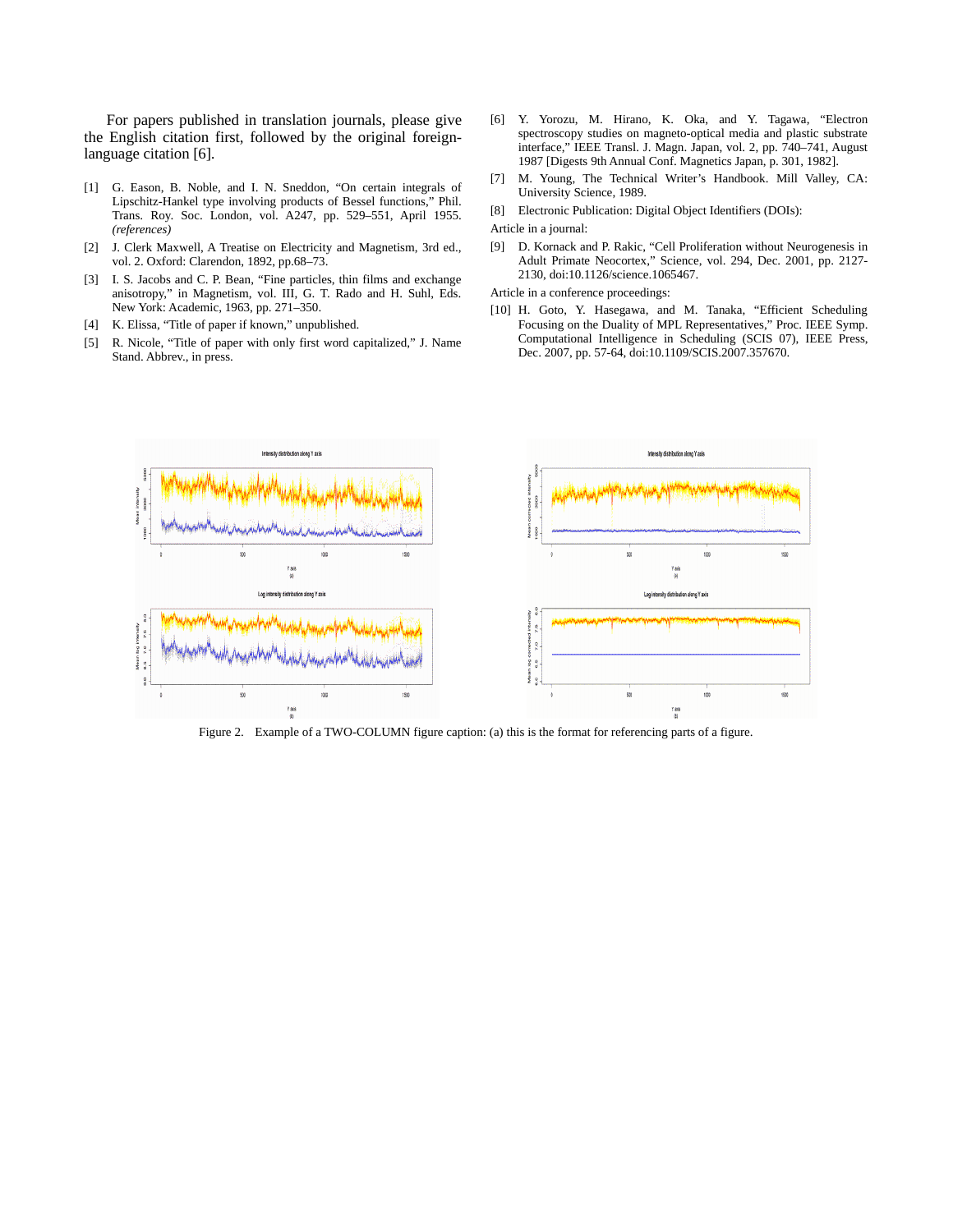For papers published in translation journals, please give the English citation first, followed by the original foreign-language citation [6].

[1] G. Eason, B. Noble, and I. N. Sneddon, "On certain integrals of Lipschitz-Hankel type involving products of Bessel functions," Phil. Trans. Roy. Soc. London, vol. A247, pp. 529–551, April 1955. *(references)*

[2] J. Clerk Maxwell, A Treatise on Electricity and Magnetism, 3rd ed., vol. 2. Oxford: Clarendon, 1892, pp.68–73.

[3] I. S. Jacobs and C. P. Bean, "Fine particles, thin films and exchange anisotropy," in Magnetism, vol. III, G. T. Rado and H. Suhl, Eds. New York: Academic, 1963, pp. 271–350.

[4] K. Elissa, "Title of paper if known," unpublished.

[5] R. Nicole, "Title of paper with only first word capitalized," J. Name Stand. Abbrev., in press.

[6] Y. Yorozu, M. Hirano, K. Oka, and Y. Tagawa, "Electron spectroscopy studies on magneto-optical media and plastic substrate interface," IEEE Transl. J. Magn. Japan, vol. 2, pp. 740–741, August 1987 [Digests 9th Annual Conf. Magnetics Japan, p. 301, 1982].

[7] M. Young, The Technical Writer's Handbook. Mill Valley, CA: University Science, 1989.

[8] Electronic Publication: Digital Object Identifiers (DOIs):

Article in a journal:

[9] D. Kornack and P. Rakic, "Cell Proliferation without Neurogenesis in Adult Primate Neocortex," Science, vol. 294, Dec. 2001, pp. 2127-2130, doi:10.1126/science.1065467.

Article in a conference proceedings:

[10] H. Goto, Y. Hasegawa, and M. Tanaka, "Efficient Scheduling Focusing on the Duality of MPL Representatives," Proc. IEEE Symp. Computational Intelligence in Scheduling (SCIS 07), IEEE Press, Dec. 2007, pp. 57-64, doi:10.1109/SCIS.2007.357670.

Figure 2. Example of a TWO-COLUMN figure caption: (a) this is the format for referencing parts of a figure.